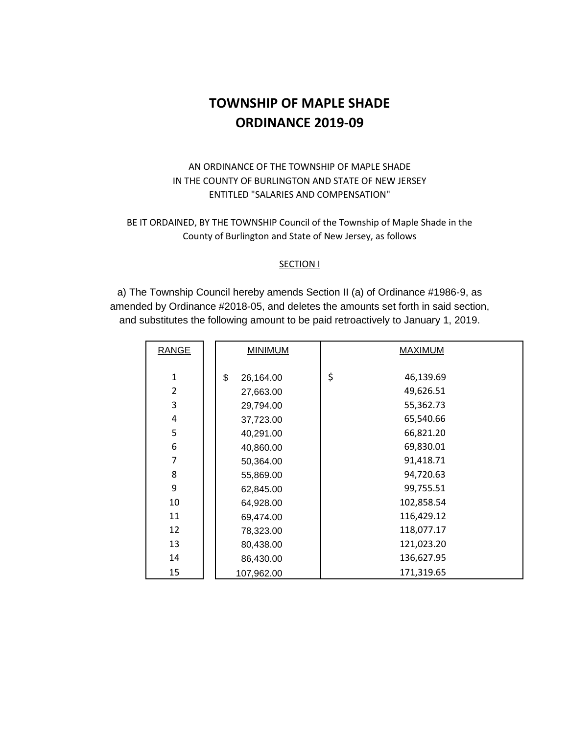# TOWNSHIP OF MAPLE SHADE
# ORDINANCE 2019-09

AN ORDINANCE OF THE TOWNSHIP OF MAPLE SHADE
IN THE COUNTY OF BURLINGTON AND STATE OF NEW JERSEY
ENTITLED "SALARIES AND COMPENSATION"

BE IT ORDAINED, BY THE TOWNSHIP Council of the Township of Maple Shade in the County of Burlington and State of New Jersey, as follows

SECTION I

a) The Township Council hereby amends Section II (a) of Ordinance #1986-9, as amended by Ordinance #2018-05, and deletes the amounts set forth in said section, and substitutes the following amount to be paid retroactively to January 1, 2019.

| RANGE | MINIMUM | MAXIMUM |
|---|---|---|
| 1 | $ 26,164.00 | $ 46,139.69 |
| 2 | 27,663.00 | 49,626.51 |
| 3 | 29,794.00 | 55,362.73 |
| 4 | 37,723.00 | 65,540.66 |
| 5 | 40,291.00 | 66,821.20 |
| 6 | 40,860.00 | 69,830.01 |
| 7 | 50,364.00 | 91,418.71 |
| 8 | 55,869.00 | 94,720.63 |
| 9 | 62,845.00 | 99,755.51 |
| 10 | 64,928.00 | 102,858.54 |
| 11 | 69,474.00 | 116,429.12 |
| 12 | 78,323.00 | 118,077.17 |
| 13 | 80,438.00 | 121,023.20 |
| 14 | 86,430.00 | 136,627.95 |
| 15 | 107,962.00 | 171,319.65 |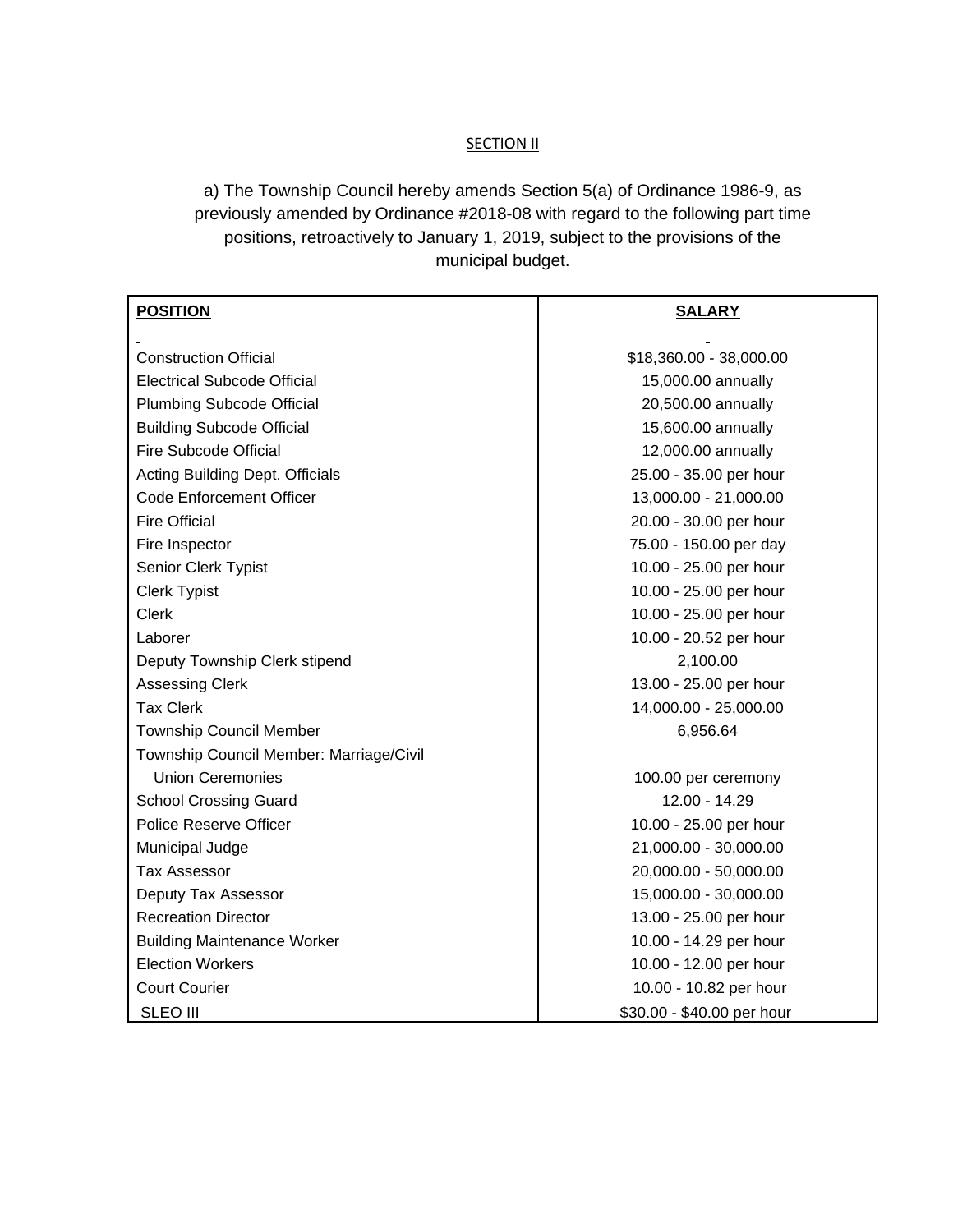SECTION II

a) The Township Council hereby amends Section 5(a) of Ordinance 1986-9, as previously amended by Ordinance #2018-08 with regard to the following part time positions, retroactively to January 1, 2019, subject to the provisions of the municipal budget.

| **POSITION** | **SALARY** |
|---|---|
| Construction Official | $18,360.00 - 38,000.00 |
| Electrical Subcode Official | 15,000.00 annually |
| Plumbing Subcode Official | 20,500.00 annually |
| Building Subcode Official | 15,600.00 annually |
| Fire Subcode Official | 12,000.00 annually |
| Acting Building Dept. Officials | 25.00 - 35.00 per hour |
| Code Enforcement Officer | 13,000.00 - 21,000.00 |
| Fire Official | 20.00 - 30.00 per hour |
| Fire Inspector | 75.00 - 150.00 per day |
| Senior Clerk Typist | 10.00 - 25.00 per hour |
| Clerk Typist | 10.00 - 25.00 per hour |
| Clerk | 10.00 - 25.00 per hour |
| Laborer | 10.00 - 20.52 per hour |
| Deputy Township Clerk stipend | 2,100.00 |
| Assessing Clerk | 13.00 - 25.00 per hour |
| Tax Clerk | 14,000.00 - 25,000.00 |
| Township Council Member | 6,956.64 |
| Township Council Member: Marriage/Civil Union Ceremonies | 100.00 per ceremony |
| School Crossing Guard | 12.00 - 14.29 |
| Police Reserve Officer | 10.00 - 25.00 per hour |
| Municipal Judge | 21,000.00 - 30,000.00 |
| Tax Assessor | 20,000.00 - 50,000.00 |
| Deputy Tax Assessor | 15,000.00 - 30,000.00 |
| Recreation Director | 13.00 - 25.00 per hour |
| Building Maintenance Worker | 10.00 - 14.29 per hour |
| Election Workers | 10.00 - 12.00 per hour |
| Court Courier | 10.00 - 10.82 per hour |
| SLEO III | $30.00 - $40.00 per hour |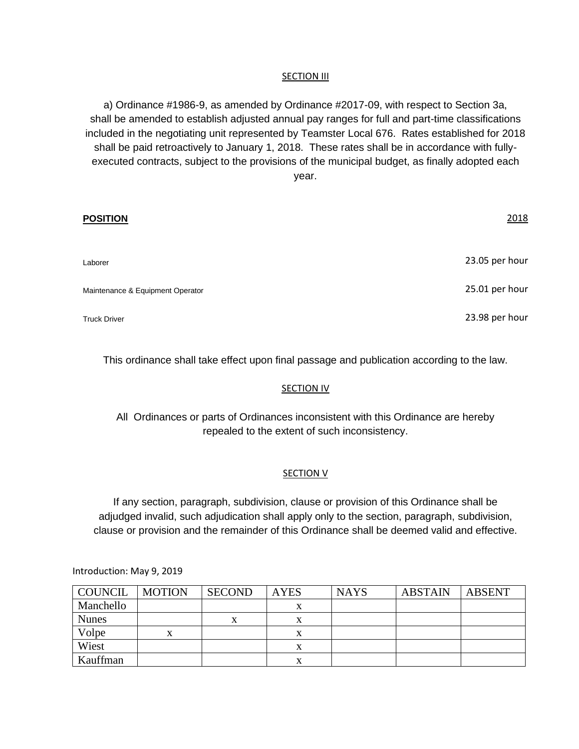SECTION III

a) Ordinance #1986-9, as amended by Ordinance #2017-09, with respect to Section 3a, shall be amended to establish adjusted annual pay ranges for full and part-time classifications included in the negotiating unit represented by Teamster Local 676. Rates established for 2018 shall be paid retroactively to January 1, 2018. These rates shall be in accordance with fully-executed contracts, subject to the provisions of the municipal budget, as finally adopted each year.

| **POSITION** | 2018 |
|---|---|
| Laborer | 23.05 per hour |
| Maintenance & Equipment Operator | 25.01 per hour |
| Truck Driver | 23.98 per hour |

This ordinance shall take effect upon final passage and publication according to the law.

SECTION IV

All Ordinances or parts of Ordinances inconsistent with this Ordinance are hereby repealed to the extent of such inconsistency.

SECTION V

If any section, paragraph, subdivision, clause or provision of this Ordinance shall be adjudged invalid, such adjudication shall apply only to the section, paragraph, subdivision, clause or provision and the remainder of this Ordinance shall be deemed valid and effective.

Introduction: May 9, 2019

| COUNCIL | MOTION | SECOND | AYES | NAYS | ABSTAIN | ABSENT |
|---|---|---|---|---|---|---|
| Manchello | | | x | | | |
| Nunes | | x | x | | | |
| Volpe | x | | x | | | |
| Wiest | | | x | | | |
| Kauffman | | | x | | | |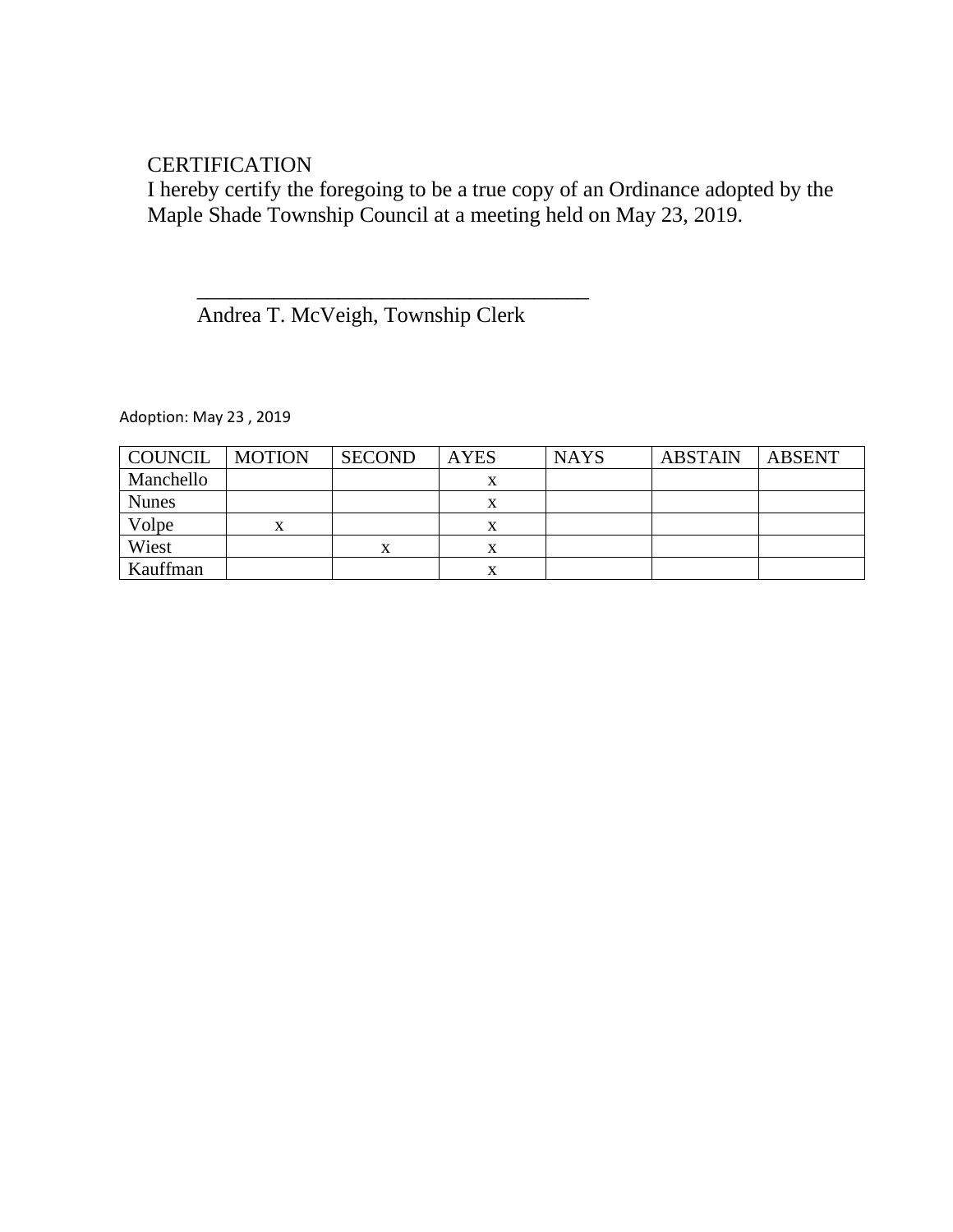CERTIFICATION

I hereby certify the foregoing to be a true copy of an Ordinance adopted by the Maple Shade Township Council at a meeting held on May 23, 2019.

\_\_\_\_\_\_\_\_\_\_\_\_\_\_\_\_\_\_\_\_\_\_\_\_\_\_\_\_\_\_\_\_\_\_\_\_

Andrea T. McVeigh, Township Clerk

Adoption: May 23 , 2019

| COUNCIL | MOTION | SECOND | AYES | NAYS | ABSTAIN | ABSENT |
|---|---|---|---|---|---|---|
| Manchello | | | x | | | |
| Nunes | | | x | | | |
| Volpe | x | | x | | | |
| Wiest | | x | x | | | |
| Kauffman | | | x | | | |